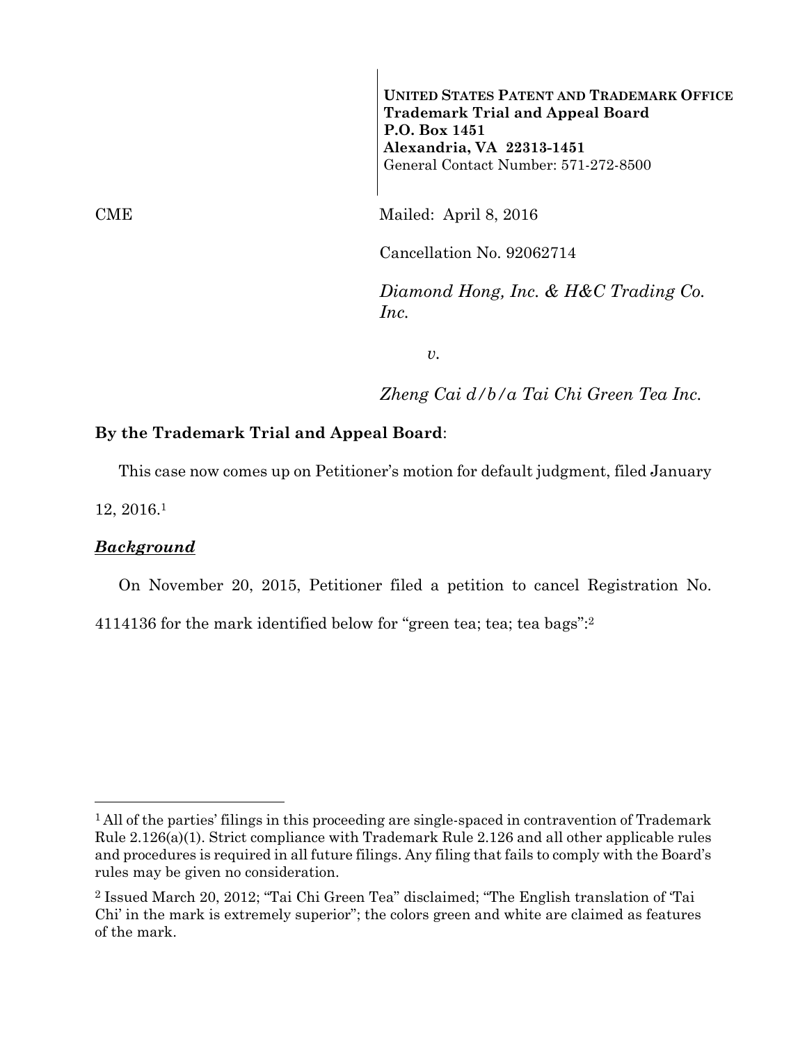**UNITED STATES PATENT AND TRADEMARK OFFICE**
**Trademark Trial and Appeal Board**
**P.O. Box 1451**
**Alexandria, VA 22313-1451**
General Contact Number: 571-272-8500

CME

Mailed: April 8, 2016

Cancellation No. 92062714

*Diamond Hong, Inc. & H&C Trading Co. Inc.*

*v.*

*Zheng Cai d/b/a Tai Chi Green Tea Inc.*

**By the Trademark Trial and Appeal Board**:

This case now comes up on Petitioner's motion for default judgment, filed January 12, 2016.[1]

### ***Background***

On November 20, 2015, Petitioner filed a petition to cancel Registration No. 4114136 for the mark identified below for "green tea; tea; tea bags":[2]

---

[1] All of the parties' filings in this proceeding are single-spaced in contravention of Trademark Rule 2.126(a)(1). Strict compliance with Trademark Rule 2.126 and all other applicable rules and procedures is required in all future filings. Any filing that fails to comply with the Board's rules may be given no consideration.

[2] Issued March 20, 2012; "Tai Chi Green Tea" disclaimed; "The English translation of 'Tai Chi' in the mark is extremely superior"; the colors green and white are claimed as features of the mark.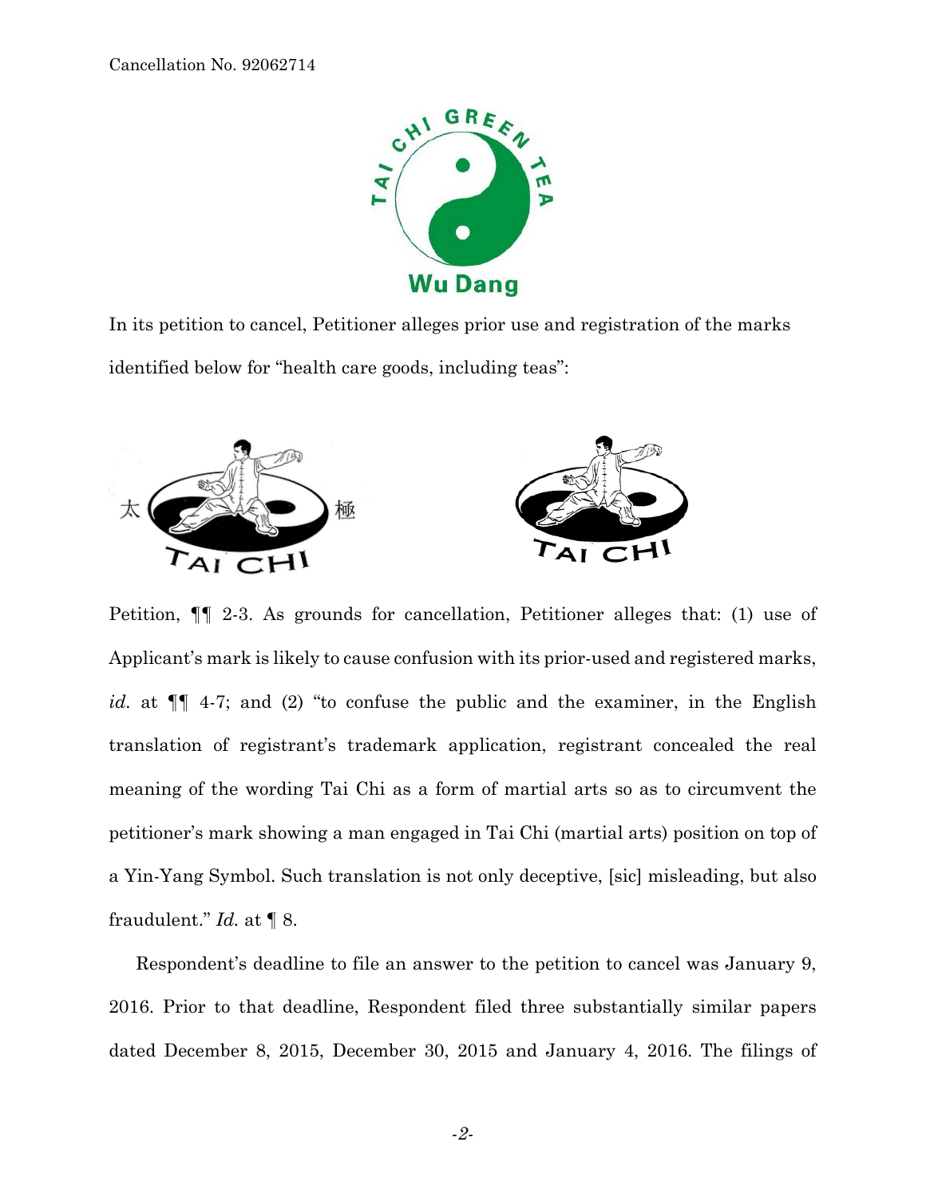In its petition to cancel, Petitioner alleges prior use and registration of the marks identified below for "health care goods, including teas":

Petition, ¶¶ 2-3. As grounds for cancellation, Petitioner alleges that: (1) use of Applicant's mark is likely to cause confusion with its prior-used and registered marks, *id.* at ¶¶ 4-7; and (2) "to confuse the public and the examiner, in the English translation of registrant's trademark application, registrant concealed the real meaning of the wording Tai Chi as a form of martial arts so as to circumvent the petitioner's mark showing a man engaged in Tai Chi (martial arts) position on top of a Yin-Yang Symbol. Such translation is not only deceptive, [sic] misleading, but also fraudulent." *Id.* at ¶ 8.

Respondent's deadline to file an answer to the petition to cancel was January 9, 2016. Prior to that deadline, Respondent filed three substantially similar papers dated December 8, 2015, December 30, 2015 and January 4, 2016. The filings of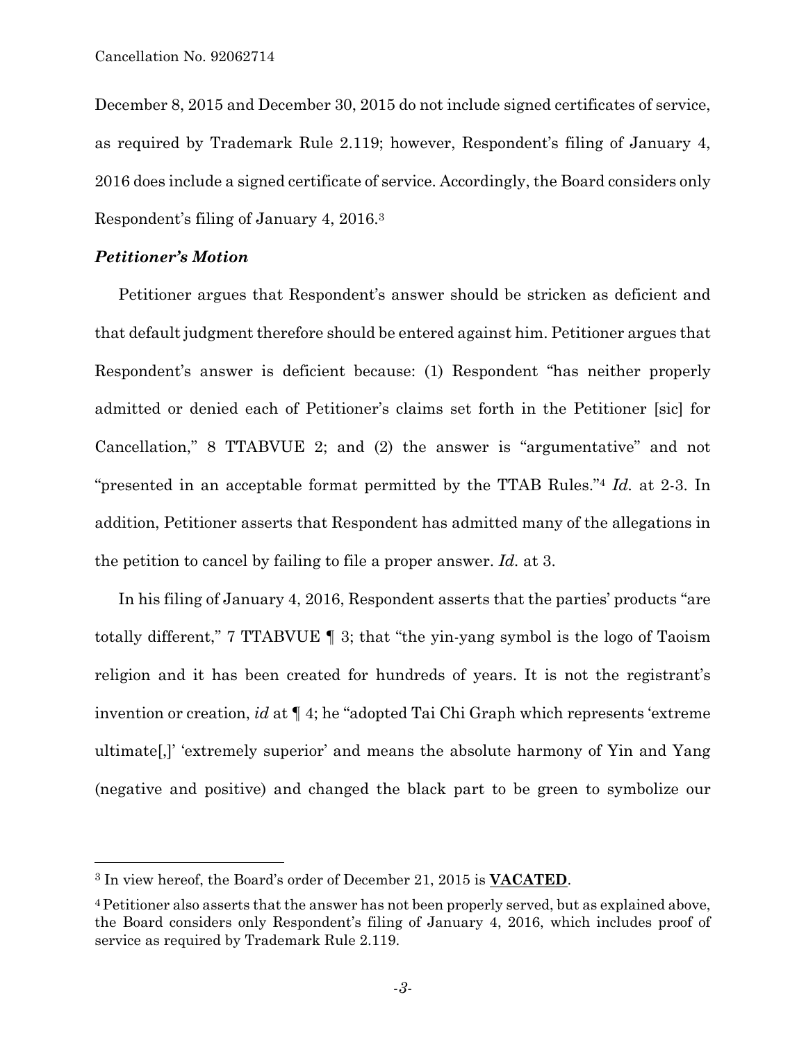December 8, 2015 and December 30, 2015 do not include signed certificates of service, as required by Trademark Rule 2.119; however, Respondent's filing of January 4, 2016 does include a signed certificate of service. Accordingly, the Board considers only Respondent's filing of January 4, 2016.[3]

### *Petitioner's Motion*

Petitioner argues that Respondent's answer should be stricken as deficient and that default judgment therefore should be entered against him. Petitioner argues that Respondent's answer is deficient because: (1) Respondent "has neither properly admitted or denied each of Petitioner's claims set forth in the Petitioner [sic] for Cancellation," 8 TTABVUE 2; and (2) the answer is "argumentative" and not "presented in an acceptable format permitted by the TTAB Rules."[4] *Id.* at 2-3. In addition, Petitioner asserts that Respondent has admitted many of the allegations in the petition to cancel by failing to file a proper answer. *Id.* at 3.

In his filing of January 4, 2016, Respondent asserts that the parties' products "are totally different," 7 TTABVUE ¶ 3; that "the yin-yang symbol is the logo of Taoism religion and it has been created for hundreds of years. It is not the registrant's invention or creation, *id* at ¶ 4; he "adopted Tai Chi Graph which represents 'extreme ultimate[,]' 'extremely superior' and means the absolute harmony of Yin and Yang (negative and positive) and changed the black part to be green to symbolize our

---

[3] In view hereof, the Board's order of December 21, 2015 is **VACATED**.

[4] Petitioner also asserts that the answer has not been properly served, but as explained above, the Board considers only Respondent's filing of January 4, 2016, which includes proof of service as required by Trademark Rule 2.119.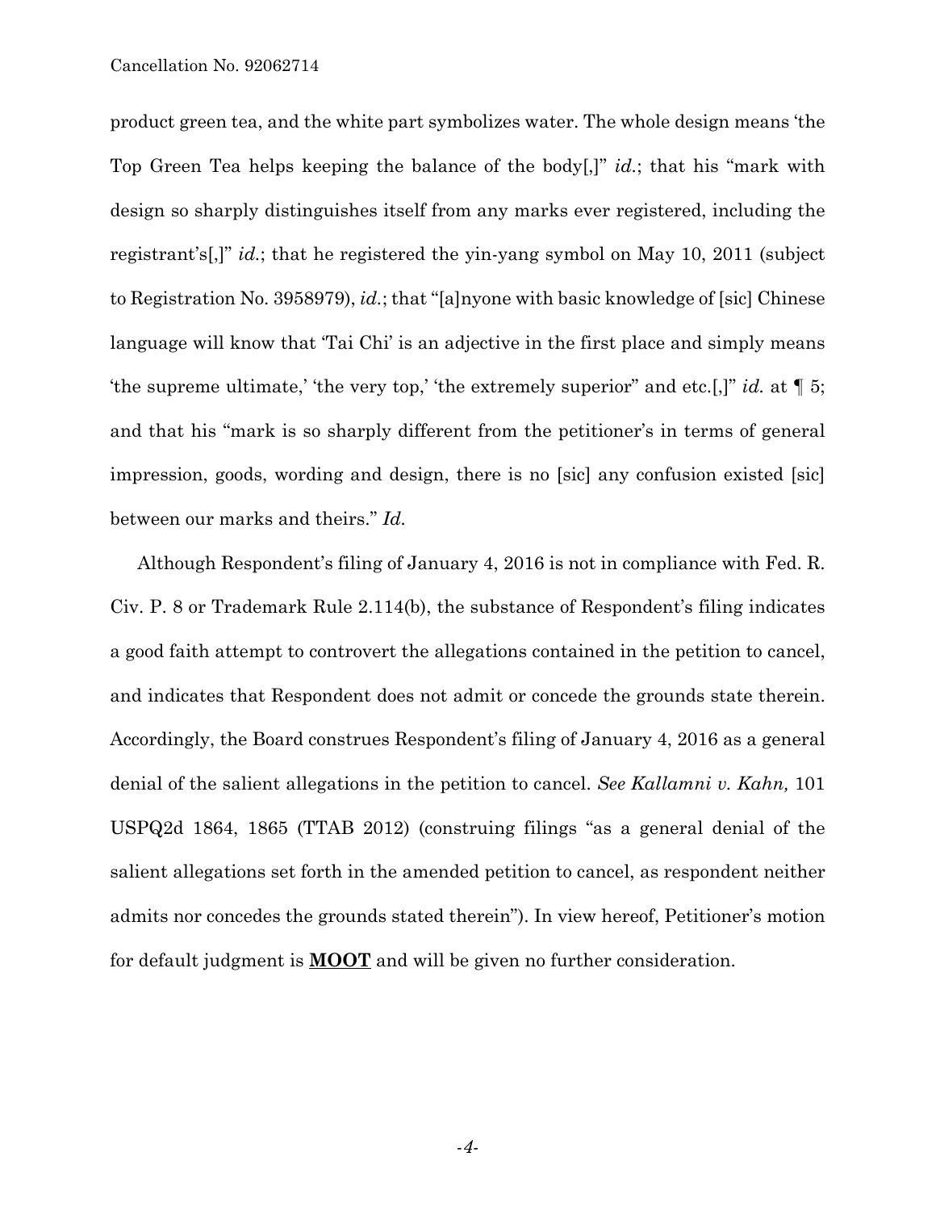product green tea, and the white part symbolizes water. The whole design means 'the Top Green Tea helps keeping the balance of the body[,]" *id.*; that his "mark with design so sharply distinguishes itself from any marks ever registered, including the registrant's[,]" *id.*; that he registered the yin-yang symbol on May 10, 2011 (subject to Registration No. 3958979), *id.*; that "[a]nyone with basic knowledge of [sic] Chinese language will know that 'Tai Chi' is an adjective in the first place and simply means 'the supreme ultimate,' 'the very top,' 'the extremely superior" and etc.[,]" *id.* at ¶ 5; and that his "mark is so sharply different from the petitioner's in terms of general impression, goods, wording and design, there is no [sic] any confusion existed [sic] between our marks and theirs." *Id.*

Although Respondent's filing of January 4, 2016 is not in compliance with Fed. R. Civ. P. 8 or Trademark Rule 2.114(b), the substance of Respondent's filing indicates a good faith attempt to controvert the allegations contained in the petition to cancel, and indicates that Respondent does not admit or concede the grounds state therein. Accordingly, the Board construes Respondent's filing of January 4, 2016 as a general denial of the salient allegations in the petition to cancel. *See Kallamni v. Kahn,* 101 USPQ2d 1864, 1865 (TTAB 2012) (construing filings "as a general denial of the salient allegations set forth in the amended petition to cancel, as respondent neither admits nor concedes the grounds stated therein"). In view hereof, Petitioner's motion for default judgment is **MOOT** and will be given no further consideration.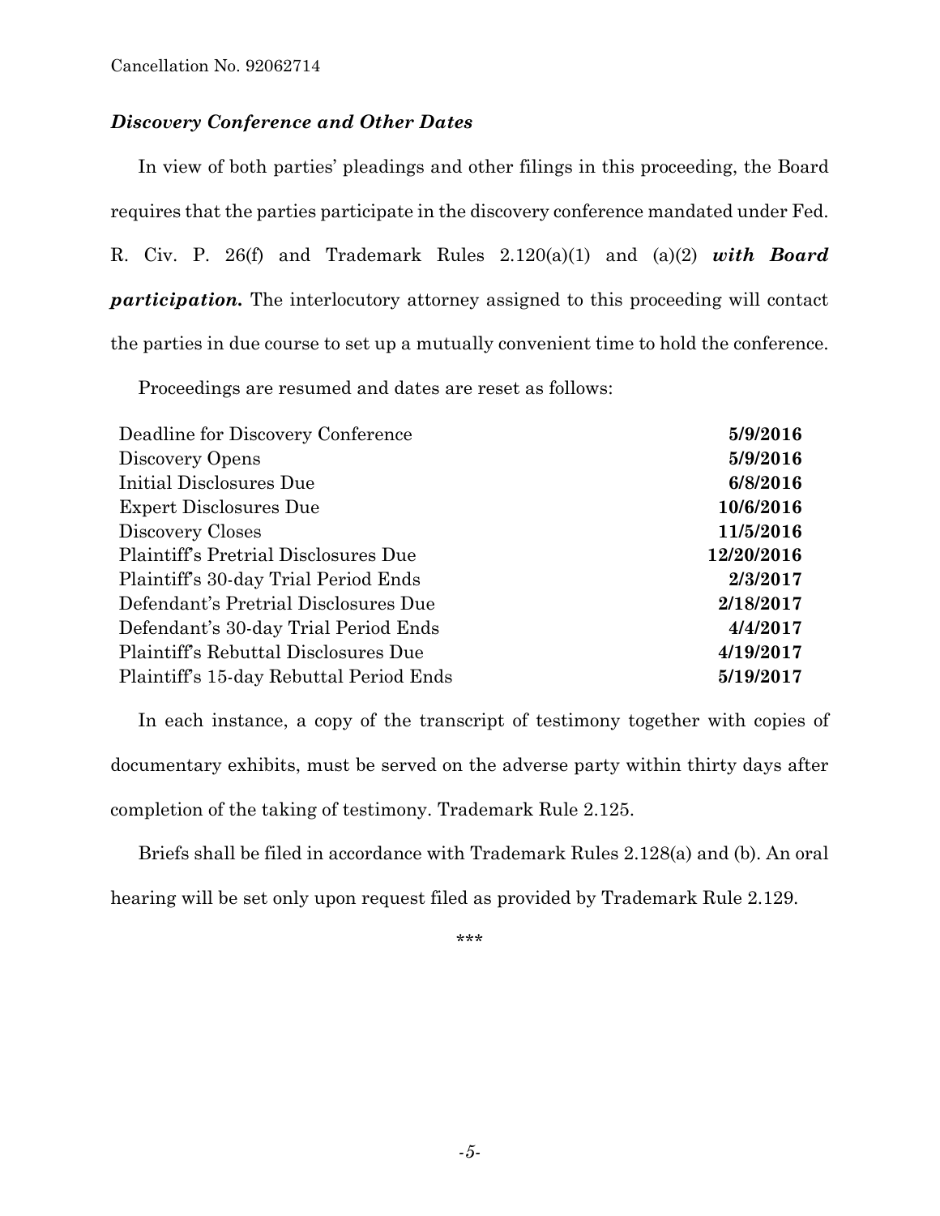### *Discovery Conference and Other Dates*

In view of both parties' pleadings and other filings in this proceeding, the Board requires that the parties participate in the discovery conference mandated under Fed. R. Civ. P. 26(f) and Trademark Rules 2.120(a)(1) and (a)(2) ***with Board participation.*** The interlocutory attorney assigned to this proceeding will contact the parties in due course to set up a mutually convenient time to hold the conference.

Proceedings are resumed and dates are reset as follows:

| | |
|---|---|
| Deadline for Discovery Conference | **5/9/2016** |
| Discovery Opens | **5/9/2016** |
| Initial Disclosures Due | **6/8/2016** |
| Expert Disclosures Due | **10/6/2016** |
| Discovery Closes | **11/5/2016** |
| Plaintiff's Pretrial Disclosures Due | **12/20/2016** |
| Plaintiff's 30-day Trial Period Ends | **2/3/2017** |
| Defendant's Pretrial Disclosures Due | **2/18/2017** |
| Defendant's 30-day Trial Period Ends | **4/4/2017** |
| Plaintiff's Rebuttal Disclosures Due | **4/19/2017** |
| Plaintiff's 15-day Rebuttal Period Ends | **5/19/2017** |

In each instance, a copy of the transcript of testimony together with copies of documentary exhibits, must be served on the adverse party within thirty days after completion of the taking of testimony. Trademark Rule 2.125.

Briefs shall be filed in accordance with Trademark Rules 2.128(a) and (b). An oral hearing will be set only upon request filed as provided by Trademark Rule 2.129.

\*\*\*